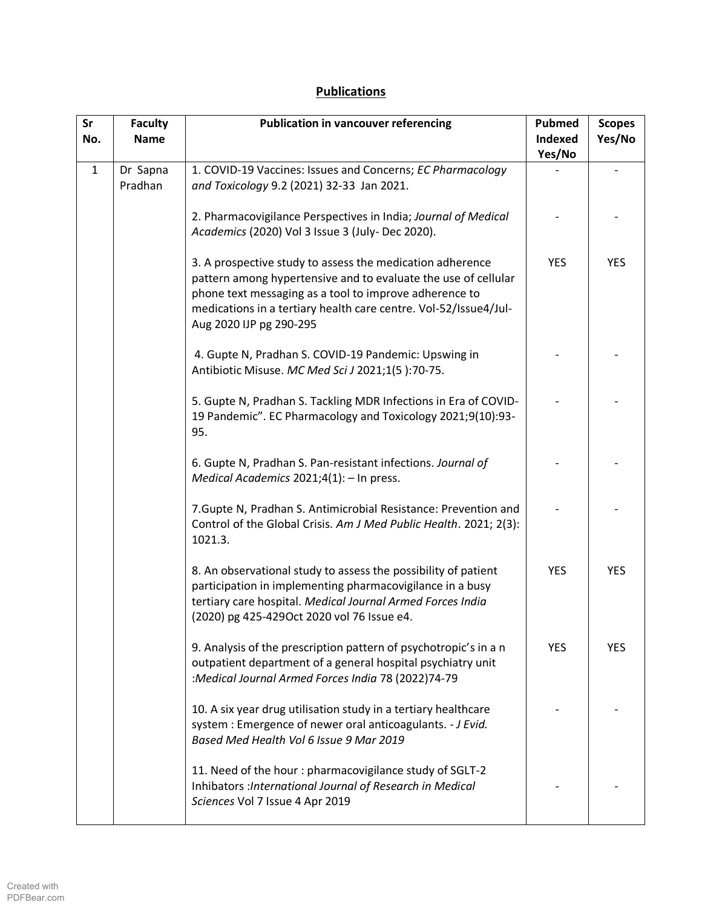## Publications

| Sr No. | Faculty Name | Publication in vancouver referencing | Pubmed Indexed Yes/No | Scopes Yes/No |
|---|---|---|---|---|
| 1 | Dr Sapna Pradhan | 1. COVID-19 Vaccines: Issues and Concerns; *EC Pharmacology and Toxicology* 9.2 (2021) 32-33 Jan 2021. | - | - |
| | | 2. Pharmacovigilance Perspectives in India; *Journal of Medical Academics* (2020) Vol 3 Issue 3 (July- Dec 2020). | - | - |
| | | 3. A prospective study to assess the medication adherence pattern among hypertensive and to evaluate the use of cellular phone text messaging as a tool to improve adherence to medications in a tertiary health care centre. Vol-52/Issue4/Jul-Aug 2020 IJP pg 290-295 | YES | YES |
| | | 4. Gupte N, Pradhan S. COVID-19 Pandemic: Upswing in Antibiotic Misuse. *MC Med Sci J* 2021;1(5 ):70-75. | - | - |
| | | 5. Gupte N, Pradhan S. Tackling MDR Infections in Era of COVID-19 Pandemic". EC Pharmacology and Toxicology 2021;9(10):93-95. | - | - |
| | | 6. Gupte N, Pradhan S. Pan-resistant infections. *Journal of Medical Academics* 2021;4(1): – In press. | - | - |
| | | 7.Gupte N, Pradhan S. Antimicrobial Resistance: Prevention and Control of the Global Crisis. *Am J Med Public Health*. 2021; 2(3): 1021.3. | - | - |
| | | 8. An observational study to assess the possibility of patient participation in implementing pharmacovigilance in a busy tertiary care hospital. *Medical Journal Armed Forces India* (2020) pg 425-429Oct 2020 vol 76 Issue e4. | YES | YES |
| | | 9. Analysis of the prescription pattern of psychotropic's in a n outpatient department of a general hospital psychiatry unit :*Medical Journal Armed Forces India* 78 (2022)74-79 | YES | YES |
| | | 10. A six year drug utilisation study in a tertiary healthcare system : Emergence of newer oral anticoagulants. - *J Evid. Based Med Health Vol 6 Issue 9 Mar 2019* | - | - |
| | | 11. Need of the hour : pharmacovigilance study of SGLT-2 Inhibators :*International Journal of Research in Medical Sciences* Vol 7 Issue 4 Apr 2019 | - | - |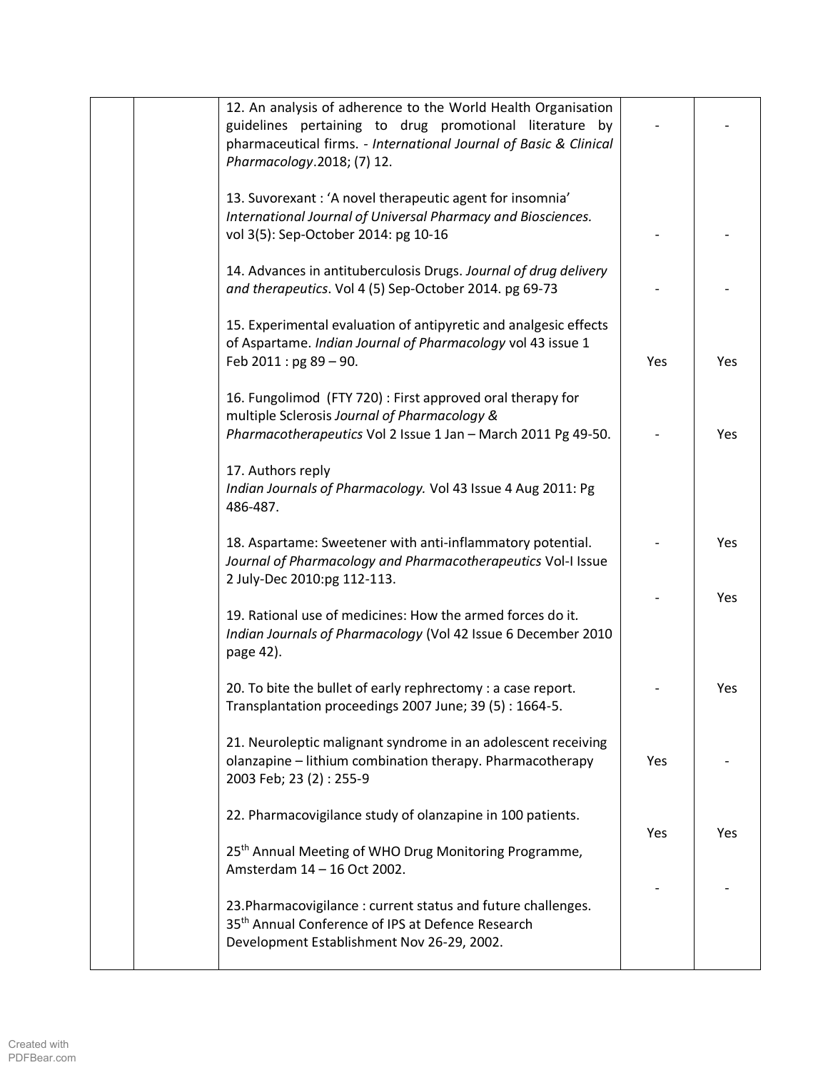| | | | | |
|---|---|---|---|---|
| | | 12. An analysis of adherence to the World Health Organisation guidelines pertaining to drug promotional literature by pharmaceutical firms. - *International Journal of Basic & Clinical Pharmacology*.2018; (7) 12. | - | - |
| | | 13. Suvorexant : 'A novel therapeutic agent for insomnia' *International Journal of Universal Pharmacy and Biosciences.* vol 3(5): Sep-October 2014: pg 10-16 | - | - |
| | | 14. Advances in antituberculosis Drugs. *Journal of drug delivery and therapeutics*. Vol 4 (5) Sep-October 2014. pg 69-73 | - | - |
| | | 15. Experimental evaluation of antipyretic and analgesic effects of Aspartame. *Indian Journal of Pharmacology* vol 43 issue 1 Feb 2011 : pg 89 – 90. | Yes | Yes |
| | | 16. Fungolimod (FTY 720) : First approved oral therapy for multiple Sclerosis *Journal of Pharmacology & Pharmacotherapeutics* Vol 2 Issue 1 Jan – March 2011 Pg 49-50. | - | Yes |
| | | 17. Authors reply *Indian Journals of Pharmacology.* Vol 43 Issue 4 Aug 2011: Pg 486-487. | | |
| | | 18. Aspartame: Sweetener with anti-inflammatory potential. *Journal of Pharmacology and Pharmacotherapeutics* Vol-I Issue 2 July-Dec 2010:pg 112-113. | - | Yes |
| | | 19. Rational use of medicines: How the armed forces do it. *Indian Journals of Pharmacology* (Vol 42 Issue 6 December 2010 page 42). | - | Yes |
| | | 20. To bite the bullet of early rephrectomy : a case report. Transplantation proceedings 2007 June; 39 (5) : 1664-5. | - | Yes |
| | | 21. Neuroleptic malignant syndrome in an adolescent receiving olanzapine – lithium combination therapy. Pharmacotherapy 2003 Feb; 23 (2) : 255-9 | Yes | - |
| | | 22. Pharmacovigilance study of olanzapine in 100 patients. 25th Annual Meeting of WHO Drug Monitoring Programme, Amsterdam 14 – 16 Oct 2002. | Yes | Yes |
| | | 23.Pharmacovigilance : current status and future challenges. 35th Annual Conference of IPS at Defence Research Development Establishment Nov 26-29, 2002. | - | - |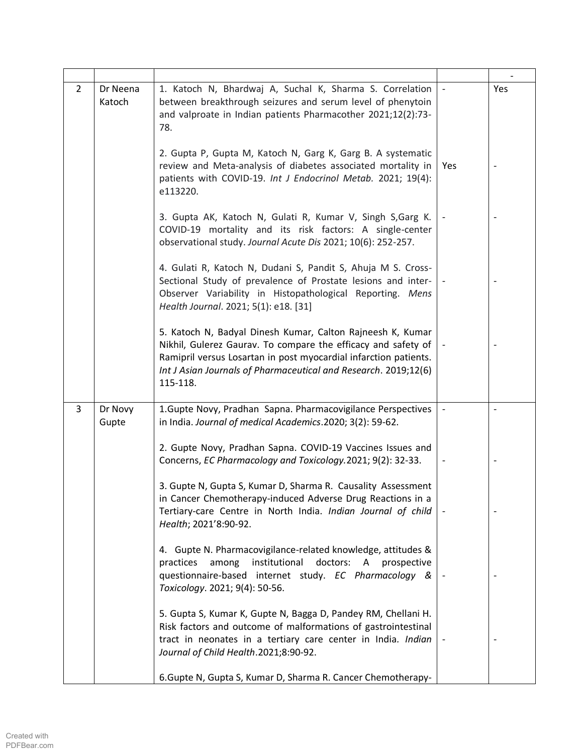|  |  |  |  | - |
|---|---|---|---|---|
| 2 | Dr Neena Katoch | 1. Katoch N, Bhardwaj A, Suchal K, Sharma S. Correlation between breakthrough seizures and serum level of phenytoin and valproate in Indian patients Pharmacother 2021;12(2):73-78. | - | Yes |
|  |  | 2. Gupta P, Gupta M, Katoch N, Garg K, Garg B. A systematic review and Meta-analysis of diabetes associated mortality in patients with COVID-19. *Int J Endocrinol Metab.* 2021; 19(4): e113220. | Yes | - |
|  |  | 3. Gupta AK, Katoch N, Gulati R, Kumar V, Singh S,Garg K. COVID-19 mortality and its risk factors: A single-center observational study. *Journal Acute Dis* 2021; 10(6): 252-257. | - | - |
|  |  | 4. Gulati R, Katoch N, Dudani S, Pandit S, Ahuja M S. Cross-Sectional Study of prevalence of Prostate lesions and inter-Observer Variability in Histopathological Reporting. *Mens Health Journal*. 2021; 5(1): e18. [31] | - | - |
|  |  | 5. Katoch N, Badyal Dinesh Kumar, Calton Rajneesh K, Kumar Nikhil, Gulerez Gaurav. To compare the efficacy and safety of Ramipril versus Losartan in post myocardial infarction patients. *Int J Asian Journals of Pharmaceutical and Research*. 2019;12(6) 115-118. | - | - |
| 3 | Dr Novy Gupte | 1.Gupte Novy, Pradhan Sapna. Pharmacovigilance Perspectives in India. *Journal of medical Academics*.2020; 3(2): 59-62. | - | - |
|  |  | 2. Gupte Novy, Pradhan Sapna. COVID-19 Vaccines Issues and Concerns, *EC Pharmacology and Toxicology.*2021; 9(2): 32-33. | - | - |
|  |  | 3. Gupte N, Gupta S, Kumar D, Sharma R. Causality Assessment in Cancer Chemotherapy-induced Adverse Drug Reactions in a Tertiary-care Centre in North India. *Indian Journal of child Health*; 2021'8:90-92. | - | - |
|  |  | 4. Gupte N. Pharmacovigilance-related knowledge, attitudes & practices among institutional doctors: A prospective questionnaire-based internet study. *EC Pharmacology & Toxicology*. 2021; 9(4): 50-56. | - | - |
|  |  | 5. Gupta S, Kumar K, Gupte N, Bagga D, Pandey RM, Chellani H. Risk factors and outcome of malformations of gastrointestinal tract in neonates in a tertiary care center in India. *Indian Journal of Child Health*.2021;8:90-92. | - | - |
|  |  | 6.Gupte N, Gupta S, Kumar D, Sharma R. Cancer Chemotherapy- |  |  |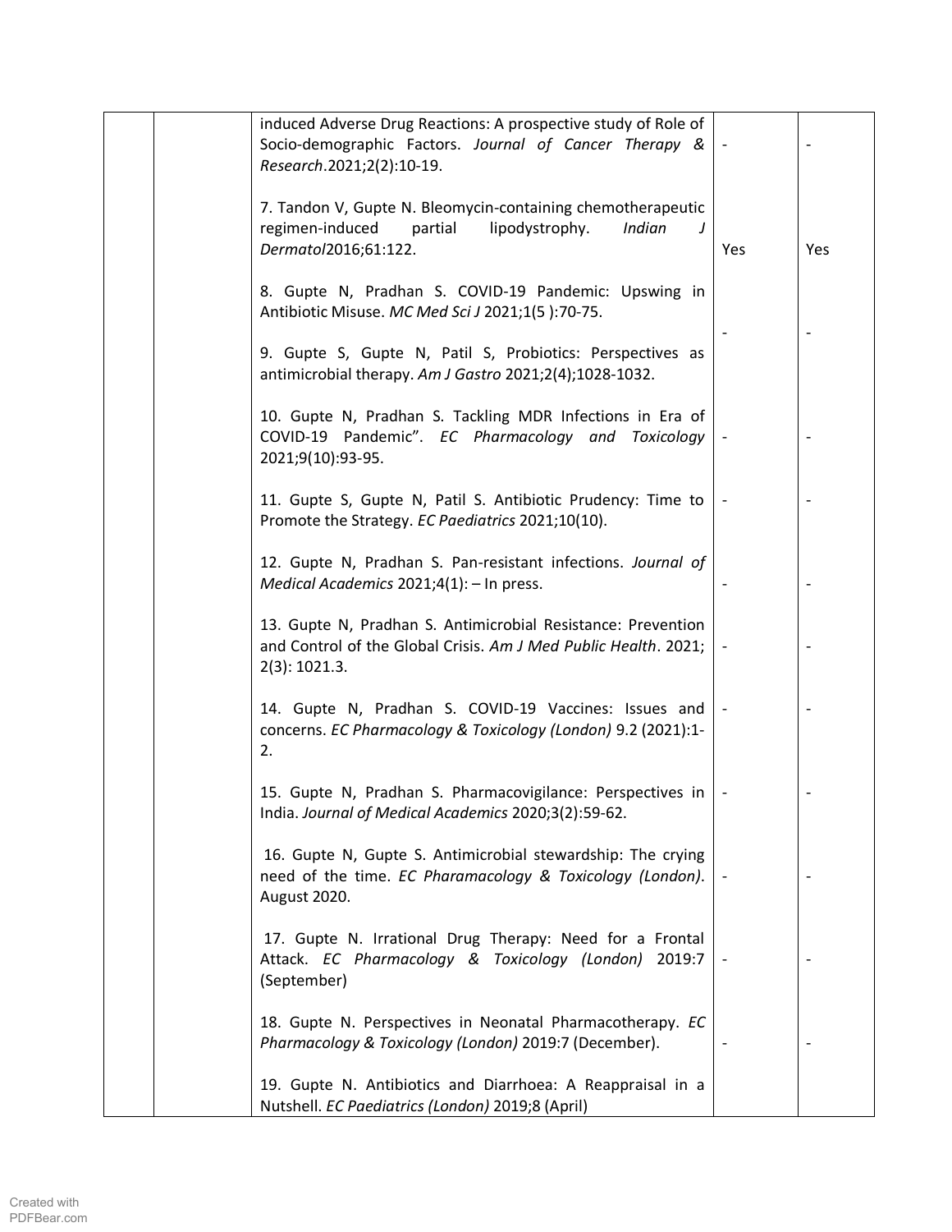| | | | | |
|---|---|---|---|---|
| | | induced Adverse Drug Reactions: A prospective study of Role of Socio-demographic Factors. *Journal of Cancer Therapy & Research*.2021;2(2):10-19. | - | - |
| | | 7. Tandon V, Gupte N. Bleomycin-containing chemotherapeutic regimen-induced partial lipodystrophy. *Indian J Dermatol*2016;61:122. | Yes | Yes |
| | | 8. Gupte N, Pradhan S. COVID-19 Pandemic: Upswing in Antibiotic Misuse. *MC Med Sci J* 2021;1(5 ):70-75. | - | - |
| | | 9. Gupte S, Gupte N, Patil S, Probiotics: Perspectives as antimicrobial therapy. *Am J Gastro* 2021;2(4);1028-1032. | | |
| | | 10. Gupte N, Pradhan S. Tackling MDR Infections in Era of COVID-19 Pandemic". *EC Pharmacology and Toxicology* 2021;9(10):93-95. | - | - |
| | | 11. Gupte S, Gupte N, Patil S. Antibiotic Prudency: Time to Promote the Strategy. *EC Paediatrics* 2021;10(10). | - | - |
| | | 12. Gupte N, Pradhan S. Pan-resistant infections. *Journal of Medical Academics* 2021;4(1): – In press. | - | - |
| | | 13. Gupte N, Pradhan S. Antimicrobial Resistance: Prevention and Control of the Global Crisis. *Am J Med Public Health*. 2021; 2(3): 1021.3. | - | - |
| | | 14. Gupte N, Pradhan S. COVID-19 Vaccines: Issues and concerns. *EC Pharmacology & Toxicology (London)* 9.2 (2021):1-2. | - | - |
| | | 15. Gupte N, Pradhan S. Pharmacovigilance: Perspectives in India. *Journal of Medical Academics* 2020;3(2):59-62. | - | - |
| | | 16. Gupte N, Gupte S. Antimicrobial stewardship: The crying need of the time. *EC Pharamacology & Toxicology (London)*. August 2020. | - | - |
| | | 17. Gupte N. Irrational Drug Therapy: Need for a Frontal Attack. *EC Pharmacology & Toxicology (London)* 2019:7 (September) | - | - |
| | | 18. Gupte N. Perspectives in Neonatal Pharmacotherapy. *EC Pharmacology & Toxicology (London)* 2019:7 (December). | - | - |
| | | 19. Gupte N. Antibiotics and Diarrhoea: A Reappraisal in a Nutshell. *EC Paediatrics (London)* 2019;8 (April) | | |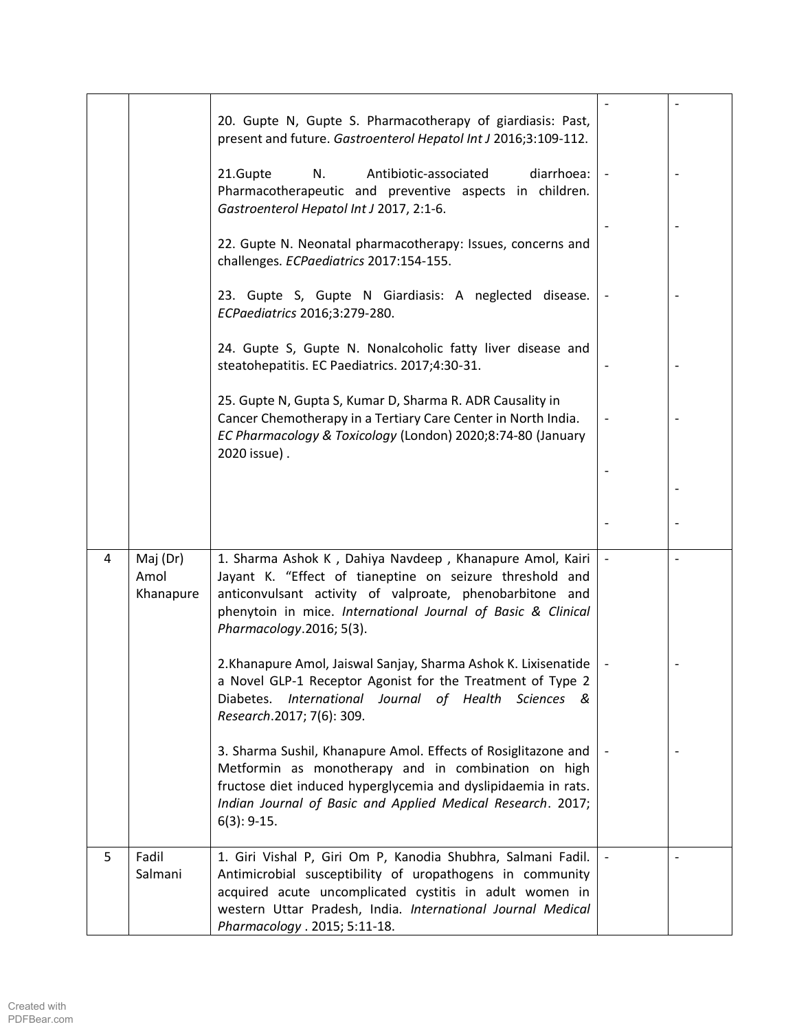|  |  |  |  |  |
|---|---|---|---|---|
|  |  | 20. Gupte N, Gupte S. Pharmacotherapy of giardiasis: Past, present and future. *Gastroenterol Hepatol Int J* 2016;3:109-112.<br><br>21.Gupte N. Antibiotic-associated diarrhoea: Pharmacotherapeutic and preventive aspects in children. *Gastroenterol Hepatol Int J* 2017, 2:1-6.<br><br>22. Gupte N. Neonatal pharmacotherapy: Issues, concerns and challenges. *ECPaediatrics* 2017:154-155.<br><br>23. Gupte S, Gupte N Giardiasis: A neglected disease. *ECPaediatrics* 2016;3:279-280.<br><br>24. Gupte S, Gupte N. Nonalcoholic fatty liver disease and steatohepatitis. EC Paediatrics. 2017;4:30-31.<br><br>25. Gupte N, Gupta S, Kumar D, Sharma R. ADR Causality in Cancer Chemotherapy in a Tertiary Care Center in North India. *EC Pharmacology & Toxicology* (London) 2020;8:74-80 (January 2020 issue) . | -<br>-<br>-<br>-<br>-<br>-<br>-<br>- | -<br>-<br>-<br>-<br>-<br>-<br>-<br>- |
| 4 | Maj (Dr) Amol Khanapure | 1. Sharma Ashok K , Dahiya Navdeep , Khanapure Amol, Kairi Jayant K. "Effect of tianeptine on seizure threshold and anticonvulsant activity of valproate, phenobarbitone and phenytoin in mice. *International Journal of Basic & Clinical Pharmacology*.2016; 5(3).<br><br>2.Khanapure Amol, Jaiswal Sanjay, Sharma Ashok K. Lixisenatide a Novel GLP-1 Receptor Agonist for the Treatment of Type 2 Diabetes. *International Journal of Health Sciences & Research*.2017; 7(6): 309.<br><br>3. Sharma Sushil, Khanapure Amol. Effects of Rosiglitazone and Metformin as monotherapy and in combination on high fructose diet induced hyperglycemia and dyslipidaemia in rats. *Indian Journal of Basic and Applied Medical Research*. 2017; 6(3): 9-15. | -<br>-<br>- | -<br>-<br>- |
| 5 | Fadil Salmani | 1. Giri Vishal P, Giri Om P, Kanodia Shubhra, Salmani Fadil. Antimicrobial susceptibility of uropathogens in community acquired acute uncomplicated cystitis in adult women in western Uttar Pradesh, India. *International Journal Medical Pharmacology* . 2015; 5:11-18. | - | - |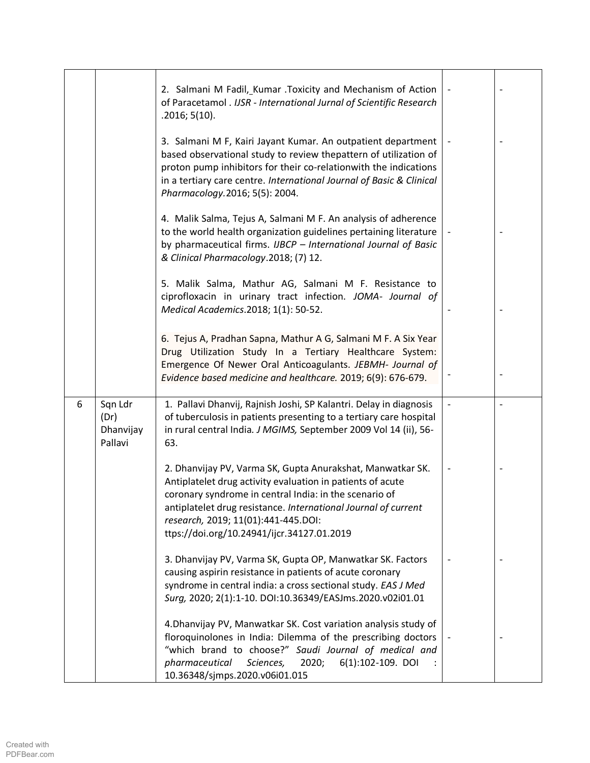| | | | | |
|---|---|---|---|---|
| | | 2. Salmani M Fadil, Kumar .Toxicity and Mechanism of Action of Paracetamol . *IJSR - International Jurnal of Scientific Research* .2016; 5(10).<br><br>3. Salmani M F, Kairi Jayant Kumar. An outpatient department based observational study to review thepattern of utilization of proton pump inhibitors for their co-relationwith the indications in a tertiary care centre. *International Journal of Basic & Clinical Pharmacology*.2016; 5(5): 2004.<br><br>4. Malik Salma, Tejus A, Salmani M F. An analysis of adherence to the world health organization guidelines pertaining literature by pharmaceutical firms. *IJBCP – International Journal of Basic & Clinical Pharmacology*.2018; (7) 12.<br><br>5. Malik Salma, Mathur AG, Salmani M F. Resistance to ciprofloxacin in urinary tract infection. *JOMA- Journal of Medical Academics*.2018; 1(1): 50-52.<br><br>6. Tejus A, Pradhan Sapna, Mathur A G, Salmani M F. A Six Year Drug Utilization Study In a Tertiary Healthcare System: Emergence Of Newer Oral Anticoagulants. *JEBMH- Journal of Evidence based medicine and healthcare.* 2019; 6(9): 676-679. | -<br><br>-<br><br>-<br><br>-<br><br>- | -<br><br>-<br><br>-<br><br>-<br><br>- |
| 6 | Sqn Ldr (Dr) Dhanvijay Pallavi | 1. Pallavi Dhanvij, Rajnish Joshi, SP Kalantri. Delay in diagnosis of tuberculosis in patients presenting to a tertiary care hospital in rural central India. *J MGIMS,* September 2009 Vol 14 (ii), 56-63.<br><br>2. Dhanvijay PV, Varma SK, Gupta Anurakshat, Manwatkar SK. Antiplatelet drug activity evaluation in patients of acute coronary syndrome in central India: in the scenario of antiplatelet drug resistance. *International Journal of current research,* 2019; 11(01):441-445.DOI: ttps://doi.org/10.24941/ijcr.34127.01.2019<br><br>3. Dhanvijay PV, Varma SK, Gupta OP, Manwatkar SK. Factors causing aspirin resistance in patients of acute coronary syndrome in central india: a cross sectional study. *EAS J Med Surg,* 2020; 2(1):1-10. DOI:10.36349/EASJms.2020.v02i01.01<br><br>4.Dhanvijay PV, Manwatkar SK. Cost variation analysis study of floroquinolones in India: Dilemma of the prescribing doctors "which brand to choose?" *Saudi Journal of medical and pharmaceutical Sciences,* 2020; 6(1):102-109. DOI : 10.36348/sjmps.2020.v06i01.015 | -<br><br>-<br><br>-<br><br>- | -<br><br>-<br><br>-<br><br>- |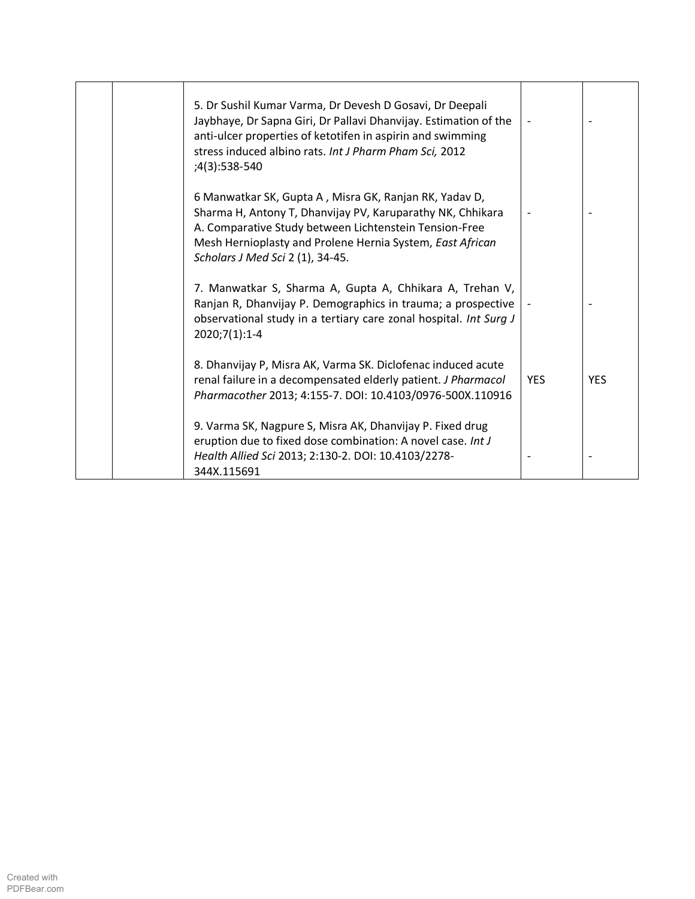| | | | | |
|---|---|---|---|---|
| | | 5. Dr Sushil Kumar Varma, Dr Devesh D Gosavi, Dr Deepali Jaybhaye, Dr Sapna Giri, Dr Pallavi Dhanvijay. Estimation of the anti-ulcer properties of ketotifen in aspirin and swimming stress induced albino rats. *Int J Pharm Pham Sci,* 2012 ;4(3):538-540 | - | - |
| | | 6 Manwatkar SK, Gupta A , Misra GK, Ranjan RK, Yadav D, Sharma H, Antony T, Dhanvijay PV, Karuparathy NK, Chhikara A. Comparative Study between Lichtenstein Tension-Free Mesh Hernioplasty and Prolene Hernia System, *East African Scholars J Med Sci* 2 (1), 34-45. | - | - |
| | | 7. Manwatkar S, Sharma A, Gupta A, Chhikara A, Trehan V, Ranjan R, Dhanvijay P. Demographics in trauma; a prospective observational study in a tertiary care zonal hospital. *Int Surg J* 2020;7(1):1-4 | - | - |
| | | 8. Dhanvijay P, Misra AK, Varma SK. Diclofenac induced acute renal failure in a decompensated elderly patient. *J Pharmacol Pharmacother* 2013; 4:155-7. DOI: 10.4103/0976-500X.110916 | YES | YES |
| | | 9. Varma SK, Nagpure S, Misra AK, Dhanvijay P. Fixed drug eruption due to fixed dose combination: A novel case. *Int J Health Allied Sci* 2013; 2:130-2. DOI: 10.4103/2278-344X.115691 | - | - |